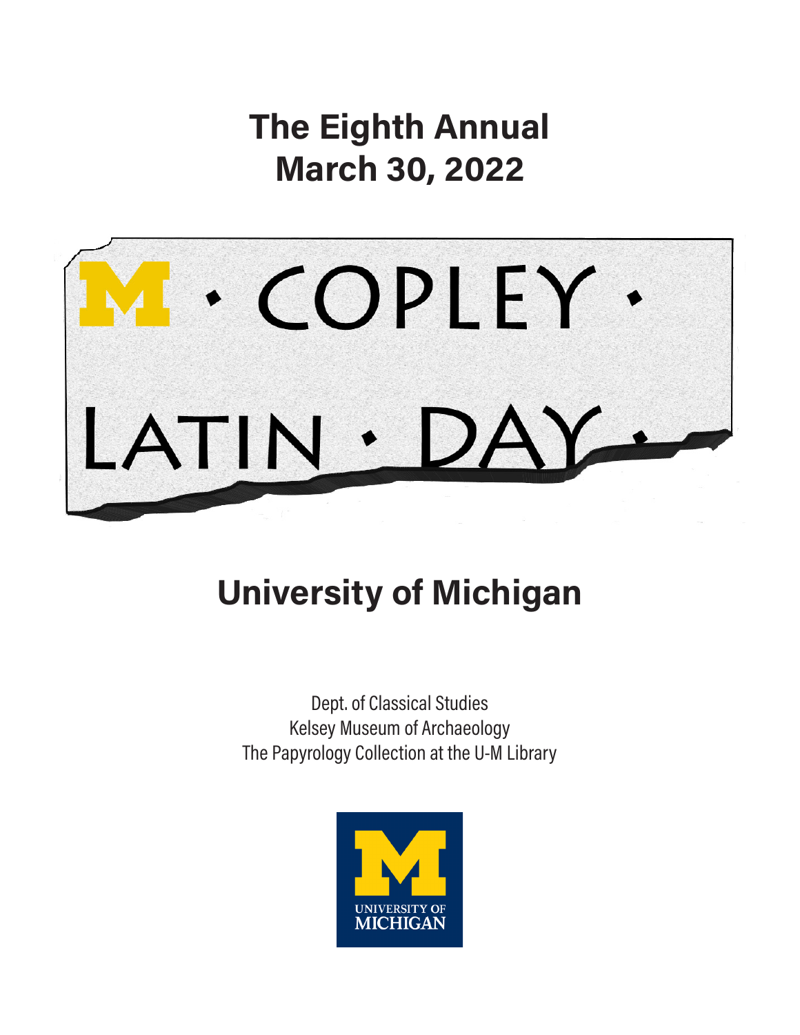# The Eighth Annual
# March 30, 2022

M · COPLEY ·
LATIN · DAY ·

## University of Michigan

Dept. of Classical Studies
Kelsey Museum of Archaeology
The Papyrology Collection at the U-M Library

UNIVERSITY OF MICHIGAN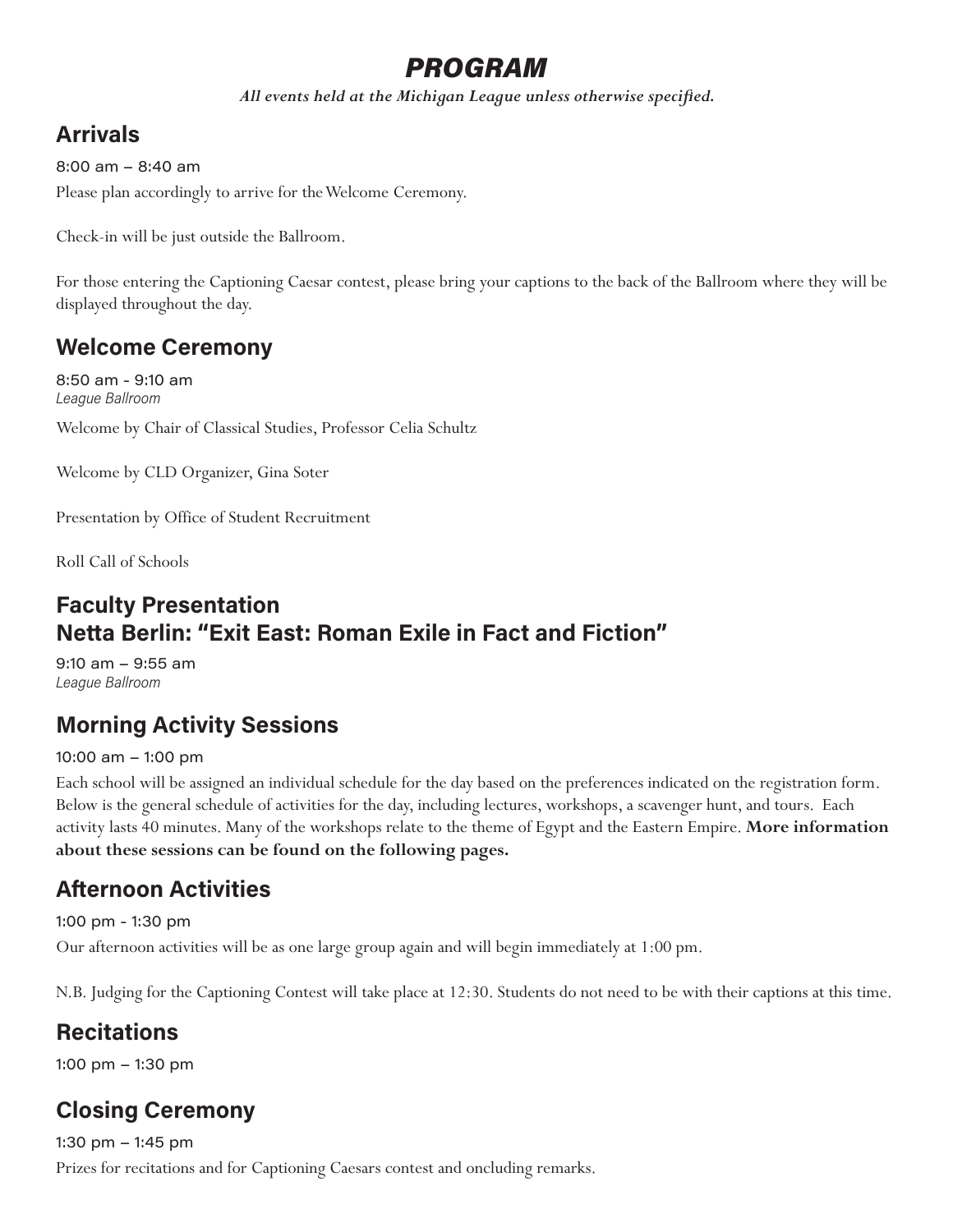# *PROGRAM*

***All events held at the Michigan League unless otherwise specified.***

## Arrivals

8:00 am – 8:40 am

Please plan accordingly to arrive for the Welcome Ceremony.

Check-in will be just outside the Ballroom.

For those entering the Captioning Caesar contest, please bring your captions to the back of the Ballroom where they will be displayed throughout the day.

## Welcome Ceremony

8:50 am - 9:10 am
*League Ballroom*

Welcome by Chair of Classical Studies, Professor Celia Schultz

Welcome by CLD Organizer, Gina Soter

Presentation by Office of Student Recruitment

Roll Call of Schools

## Faculty Presentation
## Netta Berlin: "Exit East: Roman Exile in Fact and Fiction"

9:10 am – 9:55 am
*League Ballroom*

## Morning Activity Sessions

10:00 am – 1:00 pm

Each school will be assigned an individual schedule for the day based on the preferences indicated on the registration form. Below is the general schedule of activities for the day, including lectures, workshops, a scavenger hunt, and tours. Each activity lasts 40 minutes. Many of the workshops relate to the theme of Egypt and the Eastern Empire. **More information about these sessions can be found on the following pages.**

## Afternoon Activities

1:00 pm - 1:30 pm

Our afternoon activities will be as one large group again and will begin immediately at 1:00 pm.

N.B. Judging for the Captioning Contest will take place at 12:30. Students do not need to be with their captions at this time.

## Recitations

1:00 pm – 1:30 pm

## Closing Ceremony

1:30 pm – 1:45 pm

Prizes for recitations and for Captioning Caesars contest and oncluding remarks.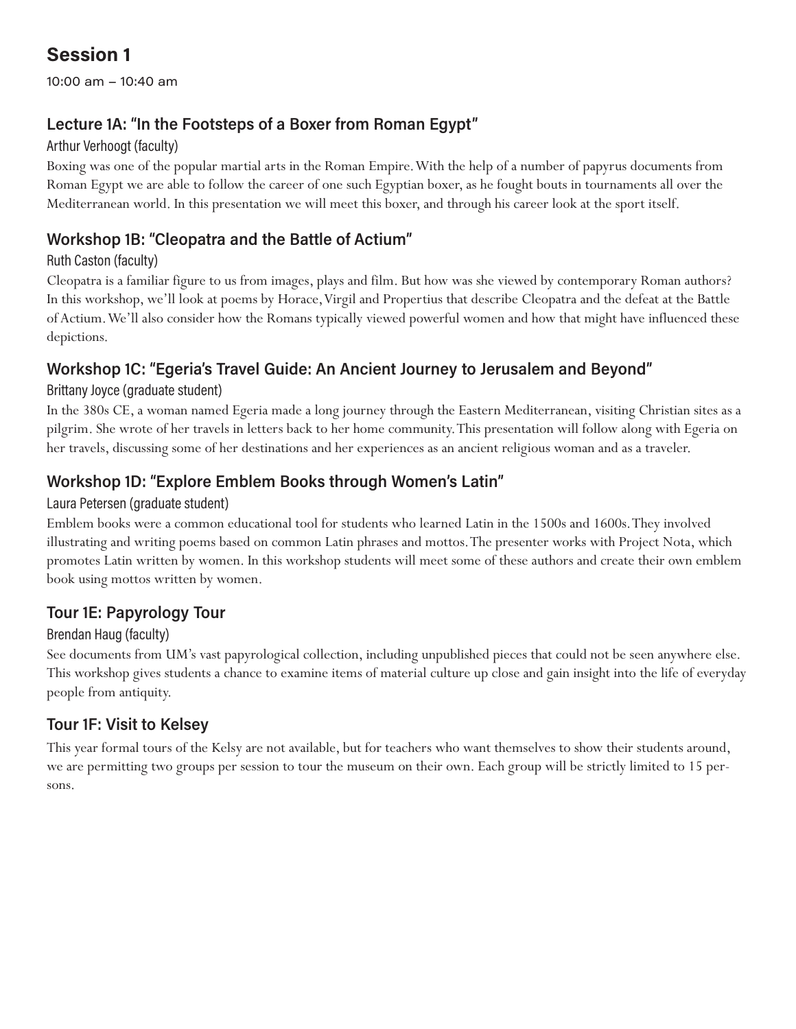# Session 1

10:00 am – 10:40 am

## Lecture 1A: "In the Footsteps of a Boxer from Roman Egypt"

Arthur Verhoogt (faculty)

Boxing was one of the popular martial arts in the Roman Empire. With the help of a number of papyrus documents from Roman Egypt we are able to follow the career of one such Egyptian boxer, as he fought bouts in tournaments all over the Mediterranean world. In this presentation we will meet this boxer, and through his career look at the sport itself.

## Workshop 1B: "Cleopatra and the Battle of Actium"

Ruth Caston (faculty)

Cleopatra is a familiar figure to us from images, plays and film. But how was she viewed by contemporary Roman authors? In this workshop, we'll look at poems by Horace, Virgil and Propertius that describe Cleopatra and the defeat at the Battle of Actium. We'll also consider how the Romans typically viewed powerful women and how that might have influenced these depictions.

## Workshop 1C: "Egeria's Travel Guide: An Ancient Journey to Jerusalem and Beyond"

Brittany Joyce (graduate student)

In the 380s CE, a woman named Egeria made a long journey through the Eastern Mediterranean, visiting Christian sites as a pilgrim. She wrote of her travels in letters back to her home community. This presentation will follow along with Egeria on her travels, discussing some of her destinations and her experiences as an ancient religious woman and as a traveler.

## Workshop 1D: "Explore Emblem Books through Women's Latin"

Laura Petersen (graduate student)

Emblem books were a common educational tool for students who learned Latin in the 1500s and 1600s. They involved illustrating and writing poems based on common Latin phrases and mottos. The presenter works with Project Nota, which promotes Latin written by women. In this workshop students will meet some of these authors and create their own emblem book using mottos written by women.

## Tour 1E: Papyrology Tour

Brendan Haug (faculty)

See documents from UM's vast papyrological collection, including unpublished pieces that could not be seen anywhere else. This workshop gives students a chance to examine items of material culture up close and gain insight into the life of everyday people from antiquity.

## Tour 1F: Visit to Kelsey

This year formal tours of the Kelsy are not available, but for teachers who want themselves to show their students around, we are permitting two groups per session to tour the museum on their own. Each group will be strictly limited to 15 persons.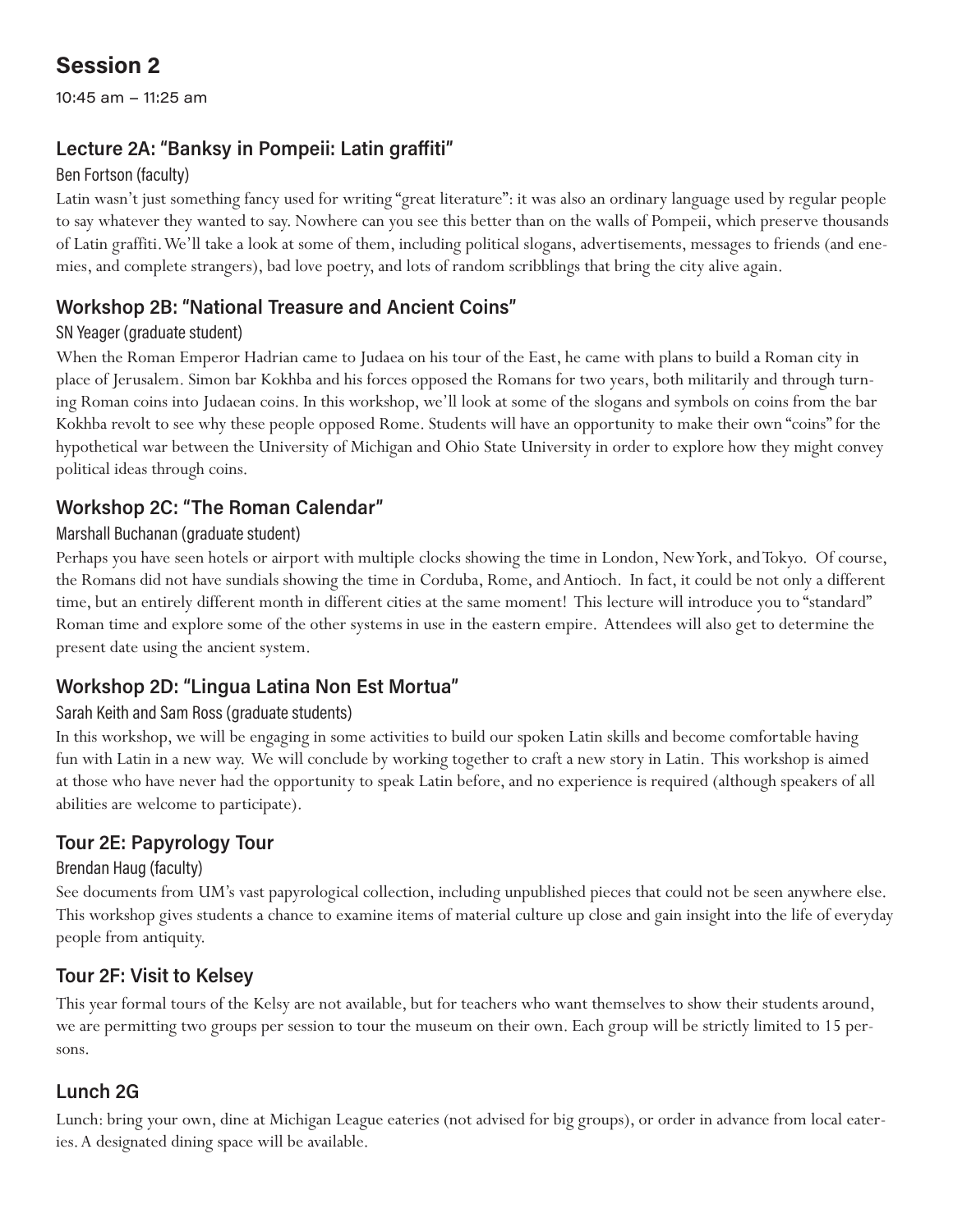# Session 2

10:45 am – 11:25 am

## Lecture 2A: "Banksy in Pompeii: Latin graffiti"

Ben Fortson (faculty)

Latin wasn't just something fancy used for writing "great literature": it was also an ordinary language used by regular people to say whatever they wanted to say. Nowhere can you see this better than on the walls of Pompeii, which preserve thousands of Latin graffiti. We'll take a look at some of them, including political slogans, advertisements, messages to friends (and enemies, and complete strangers), bad love poetry, and lots of random scribblings that bring the city alive again.

## Workshop 2B: "National Treasure and Ancient Coins"

SN Yeager (graduate student)

When the Roman Emperor Hadrian came to Judaea on his tour of the East, he came with plans to build a Roman city in place of Jerusalem. Simon bar Kokhba and his forces opposed the Romans for two years, both militarily and through turning Roman coins into Judaean coins. In this workshop, we'll look at some of the slogans and symbols on coins from the bar Kokhba revolt to see why these people opposed Rome. Students will have an opportunity to make their own "coins" for the hypothetical war between the University of Michigan and Ohio State University in order to explore how they might convey political ideas through coins.

## Workshop 2C: "The Roman Calendar"

Marshall Buchanan (graduate student)

Perhaps you have seen hotels or airport with multiple clocks showing the time in London, New York, and Tokyo. Of course, the Romans did not have sundials showing the time in Corduba, Rome, and Antioch. In fact, it could be not only a different time, but an entirely different month in different cities at the same moment! This lecture will introduce you to "standard" Roman time and explore some of the other systems in use in the eastern empire. Attendees will also get to determine the present date using the ancient system.

## Workshop 2D: "Lingua Latina Non Est Mortua"

Sarah Keith and Sam Ross (graduate students)

In this workshop, we will be engaging in some activities to build our spoken Latin skills and become comfortable having fun with Latin in a new way. We will conclude by working together to craft a new story in Latin. This workshop is aimed at those who have never had the opportunity to speak Latin before, and no experience is required (although speakers of all abilities are welcome to participate).

## Tour 2E: Papyrology Tour

Brendan Haug (faculty)

See documents from UM's vast papyrological collection, including unpublished pieces that could not be seen anywhere else. This workshop gives students a chance to examine items of material culture up close and gain insight into the life of everyday people from antiquity.

## Tour 2F: Visit to Kelsey

This year formal tours of the Kelsy are not available, but for teachers who want themselves to show their students around, we are permitting two groups per session to tour the museum on their own. Each group will be strictly limited to 15 persons.

## Lunch 2G

Lunch: bring your own, dine at Michigan League eateries (not advised for big groups), or order in advance from local eateries. A designated dining space will be available.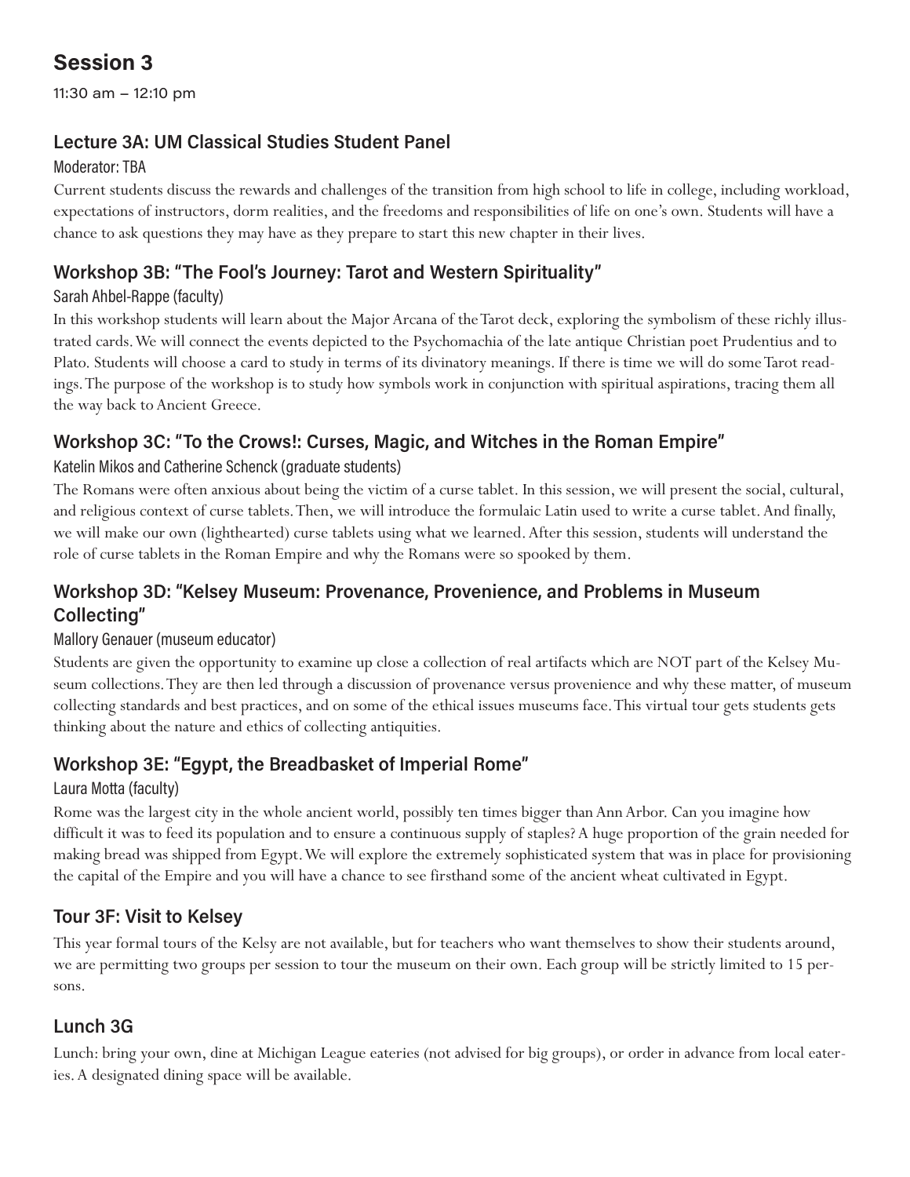# Session 3

11:30 am – 12:10 pm

## Lecture 3A: UM Classical Studies Student Panel

Moderator: TBA

Current students discuss the rewards and challenges of the transition from high school to life in college, including workload, expectations of instructors, dorm realities, and the freedoms and responsibilities of life on one's own. Students will have a chance to ask questions they may have as they prepare to start this new chapter in their lives.

## Workshop 3B: "The Fool's Journey: Tarot and Western Spirituality"

Sarah Ahbel-Rappe (faculty)

In this workshop students will learn about the Major Arcana of the Tarot deck, exploring the symbolism of these richly illustrated cards. We will connect the events depicted to the Psychomachia of the late antique Christian poet Prudentius and to Plato. Students will choose a card to study in terms of its divinatory meanings. If there is time we will do some Tarot readings. The purpose of the workshop is to study how symbols work in conjunction with spiritual aspirations, tracing them all the way back to Ancient Greece.

## Workshop 3C: "To the Crows!: Curses, Magic, and Witches in the Roman Empire"

Katelin Mikos and Catherine Schenck (graduate students)

The Romans were often anxious about being the victim of a curse tablet. In this session, we will present the social, cultural, and religious context of curse tablets. Then, we will introduce the formulaic Latin used to write a curse tablet. And finally, we will make our own (lighthearted) curse tablets using what we learned. After this session, students will understand the role of curse tablets in the Roman Empire and why the Romans were so spooked by them.

## Workshop 3D: "Kelsey Museum: Provenance, Provenience, and Problems in Museum Collecting"

Mallory Genauer (museum educator)

Students are given the opportunity to examine up close a collection of real artifacts which are NOT part of the Kelsey Museum collections. They are then led through a discussion of provenance versus provenience and why these matter, of museum collecting standards and best practices, and on some of the ethical issues museums face. This virtual tour gets students gets thinking about the nature and ethics of collecting antiquities.

## Workshop 3E: "Egypt, the Breadbasket of Imperial Rome"

Laura Motta (faculty)

Rome was the largest city in the whole ancient world, possibly ten times bigger than Ann Arbor. Can you imagine how difficult it was to feed its population and to ensure a continuous supply of staples? A huge proportion of the grain needed for making bread was shipped from Egypt. We will explore the extremely sophisticated system that was in place for provisioning the capital of the Empire and you will have a chance to see firsthand some of the ancient wheat cultivated in Egypt.

## Tour 3F: Visit to Kelsey

This year formal tours of the Kelsy are not available, but for teachers who want themselves to show their students around, we are permitting two groups per session to tour the museum on their own. Each group will be strictly limited to 15 persons.

## Lunch 3G

Lunch: bring your own, dine at Michigan League eateries (not advised for big groups), or order in advance from local eateries. A designated dining space will be available.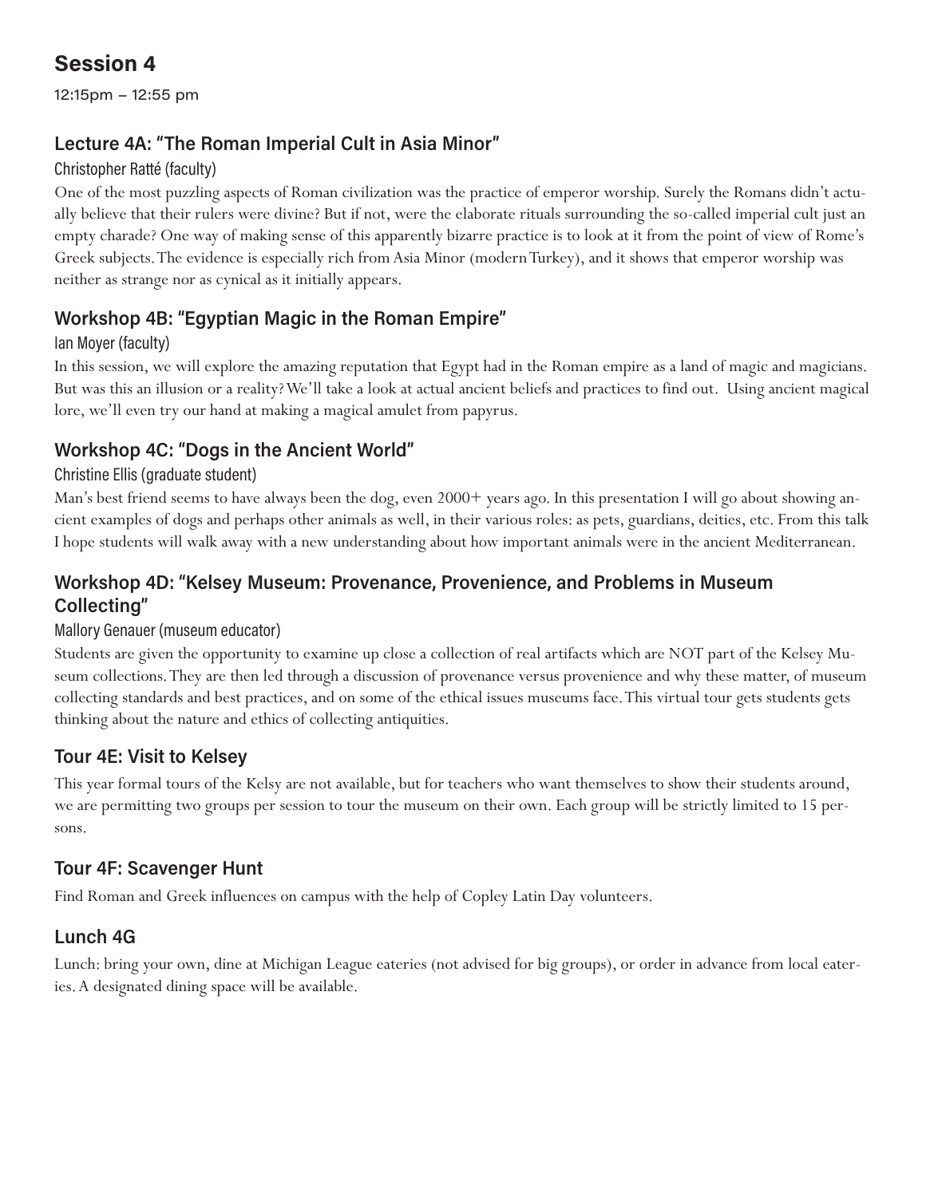## Session 4

12:15pm – 12:55 pm

### Lecture 4A: "The Roman Imperial Cult in Asia Minor"

Christopher Ratté (faculty)

One of the most puzzling aspects of Roman civilization was the practice of emperor worship. Surely the Romans didn't actually believe that their rulers were divine? But if not, were the elaborate rituals surrounding the so-called imperial cult just an empty charade? One way of making sense of this apparently bizarre practice is to look at it from the point of view of Rome's Greek subjects. The evidence is especially rich from Asia Minor (modern Turkey), and it shows that emperor worship was neither as strange nor as cynical as it initially appears.

### Workshop 4B: "Egyptian Magic in the Roman Empire"

Ian Moyer (faculty)

In this session, we will explore the amazing reputation that Egypt had in the Roman empire as a land of magic and magicians. But was this an illusion or a reality? We'll take a look at actual ancient beliefs and practices to find out. Using ancient magical lore, we'll even try our hand at making a magical amulet from papyrus.

### Workshop 4C: "Dogs in the Ancient World"

Christine Ellis (graduate student)

Man's best friend seems to have always been the dog, even 2000+ years ago. In this presentation I will go about showing ancient examples of dogs and perhaps other animals as well, in their various roles: as pets, guardians, deities, etc. From this talk I hope students will walk away with a new understanding about how important animals were in the ancient Mediterranean.

### Workshop 4D: "Kelsey Museum: Provenance, Provenience, and Problems in Museum Collecting"

Mallory Genauer (museum educator)

Students are given the opportunity to examine up close a collection of real artifacts which are NOT part of the Kelsey Museum collections. They are then led through a discussion of provenance versus provenience and why these matter, of museum collecting standards and best practices, and on some of the ethical issues museums face. This virtual tour gets students gets thinking about the nature and ethics of collecting antiquities.

### Tour 4E: Visit to Kelsey

This year formal tours of the Kelsy are not available, but for teachers who want themselves to show their students around, we are permitting two groups per session to tour the museum on their own. Each group will be strictly limited to 15 persons.

### Tour 4F: Scavenger Hunt

Find Roman and Greek influences on campus with the help of Copley Latin Day volunteers.

### Lunch 4G

Lunch: bring your own, dine at Michigan League eateries (not advised for big groups), or order in advance from local eateries. A designated dining space will be available.